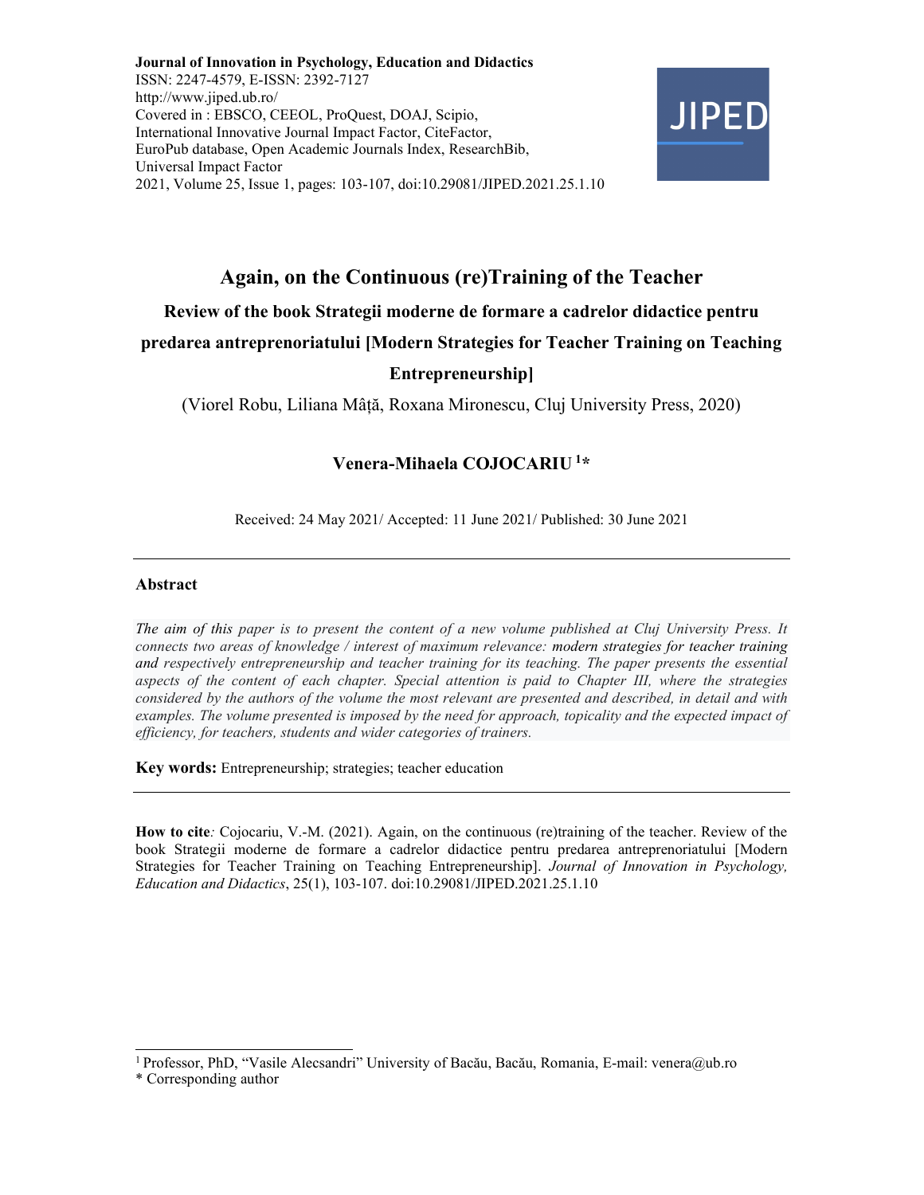**Journal of Innovation in Psychology, Education and Didactics**
ISSN: 2247-4579, E-ISSN: 2392-7127
http://www.jiped.ub.ro/
Covered in : EBSCO, CEEOL, ProQuest, DOAJ, Scipio, International Innovative Journal Impact Factor, CiteFactor, EuroPub database, Open Academic Journals Index, ResearchBib, Universal Impact Factor
2021, Volume 25, Issue 1, pages: 103-107, doi:10.29081/JIPED.2021.25.1.10

# Again, on the Continuous (re)Training of the Teacher

## Review of the book Strategii moderne de formare a cadrelor didactice pentru predarea antreprenoriatului [Modern Strategies for Teacher Training on Teaching Entrepreneurship]

(Viorel Robu, Liliana Mâță, Roxana Mironescu, Cluj University Press, 2020)

**Venera-Mihaela COJOCARIU [1]***

Received: 24 May 2021/ Accepted: 11 June 2021/ Published: 30 June 2021

---

**Abstract**

*The aim of this paper is to present the content of a new volume published at Cluj University Press. It connects two areas of knowledge / interest of maximum relevance:* modern strategies for teacher training and *respectively entrepreneurship and teacher training for its teaching. The paper presents the essential aspects of the content of each chapter. Special attention is paid to Chapter III, where the strategies considered by the authors of the volume the most relevant are presented and described, in detail and with examples. The volume presented is imposed by the need for approach, topicality and the expected impact of efficiency, for teachers, students and wider categories of trainers.*

**Key words:** Entrepreneurship; strategies; teacher education

---

**How to cite***:* Cojocariu, V.-M. (2021). Again, on the continuous (re)training of the teacher. Review of the book Strategii moderne de formare a cadrelor didactice pentru predarea antreprenoriatului [Modern Strategies for Teacher Training on Teaching Entrepreneurship]. *Journal of Innovation in Psychology, Education and Didactics*, 25(1), 103-107. doi:10.29081/JIPED.2021.25.1.10

---

[1] Professor, PhD, "Vasile Alecsandri" University of Bacău, Bacău, Romania, E-mail: venera@ub.ro

\* Corresponding author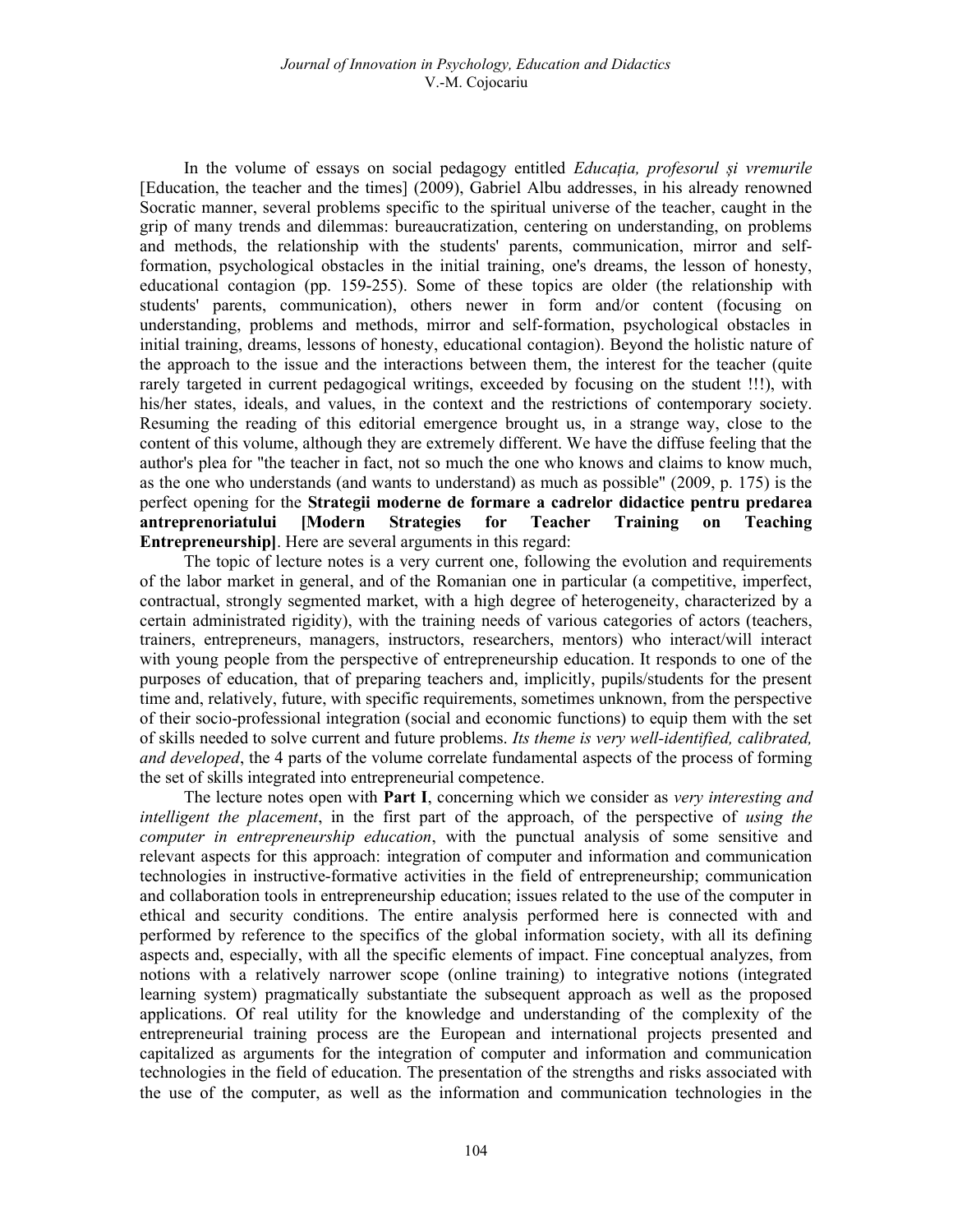In the volume of essays on social pedagogy entitled *Educația, profesorul și vremurile* [Education, the teacher and the times] (2009), Gabriel Albu addresses, in his already renowned Socratic manner, several problems specific to the spiritual universe of the teacher, caught in the grip of many trends and dilemmas: bureaucratization, centering on understanding, on problems and methods, the relationship with the students' parents, communication, mirror and self-formation, psychological obstacles in the initial training, one's dreams, the lesson of honesty, educational contagion (pp. 159-255). Some of these topics are older (the relationship with students' parents, communication), others newer in form and/or content (focusing on understanding, problems and methods, mirror and self-formation, psychological obstacles in initial training, dreams, lessons of honesty, educational contagion). Beyond the holistic nature of the approach to the issue and the interactions between them, the interest for the teacher (quite rarely targeted in current pedagogical writings, exceeded by focusing on the student !!!), with his/her states, ideals, and values, in the context and the restrictions of contemporary society. Resuming the reading of this editorial emergence brought us, in a strange way, close to the content of this volume, although they are extremely different. We have the diffuse feeling that the author's plea for "the teacher in fact, not so much the one who knows and claims to know much, as the one who understands (and wants to understand) as much as possible" (2009, p. 175) is the perfect opening for the **Strategii moderne de formare a cadrelor didactice pentru predarea antreprenoriatului [Modern Strategies for Teacher Training on Teaching Entrepreneurship]**. Here are several arguments in this regard:

The topic of lecture notes is a very current one, following the evolution and requirements of the labor market in general, and of the Romanian one in particular (a competitive, imperfect, contractual, strongly segmented market, with a high degree of heterogeneity, characterized by a certain administrated rigidity), with the training needs of various categories of actors (teachers, trainers, entrepreneurs, managers, instructors, researchers, mentors) who interact/will interact with young people from the perspective of entrepreneurship education. It responds to one of the purposes of education, that of preparing teachers and, implicitly, pupils/students for the present time and, relatively, future, with specific requirements, sometimes unknown, from the perspective of their socio-professional integration (social and economic functions) to equip them with the set of skills needed to solve current and future problems. *Its theme is very well-identified, calibrated, and developed*, the 4 parts of the volume correlate fundamental aspects of the process of forming the set of skills integrated into entrepreneurial competence.

The lecture notes open with **Part I**, concerning which we consider as *very interesting and intelligent the placement*, in the first part of the approach, of the perspective of *using the computer in entrepreneurship education*, with the punctual analysis of some sensitive and relevant aspects for this approach: integration of computer and information and communication technologies in instructive-formative activities in the field of entrepreneurship; communication and collaboration tools in entrepreneurship education; issues related to the use of the computer in ethical and security conditions. The entire analysis performed here is connected with and performed by reference to the specifics of the global information society, with all its defining aspects and, especially, with all the specific elements of impact. Fine conceptual analyzes, from notions with a relatively narrower scope (online training) to integrative notions (integrated learning system) pragmatically substantiate the subsequent approach as well as the proposed applications. Of real utility for the knowledge and understanding of the complexity of the entrepreneurial training process are the European and international projects presented and capitalized as arguments for the integration of computer and information and communication technologies in the field of education. The presentation of the strengths and risks associated with the use of the computer, as well as the information and communication technologies in the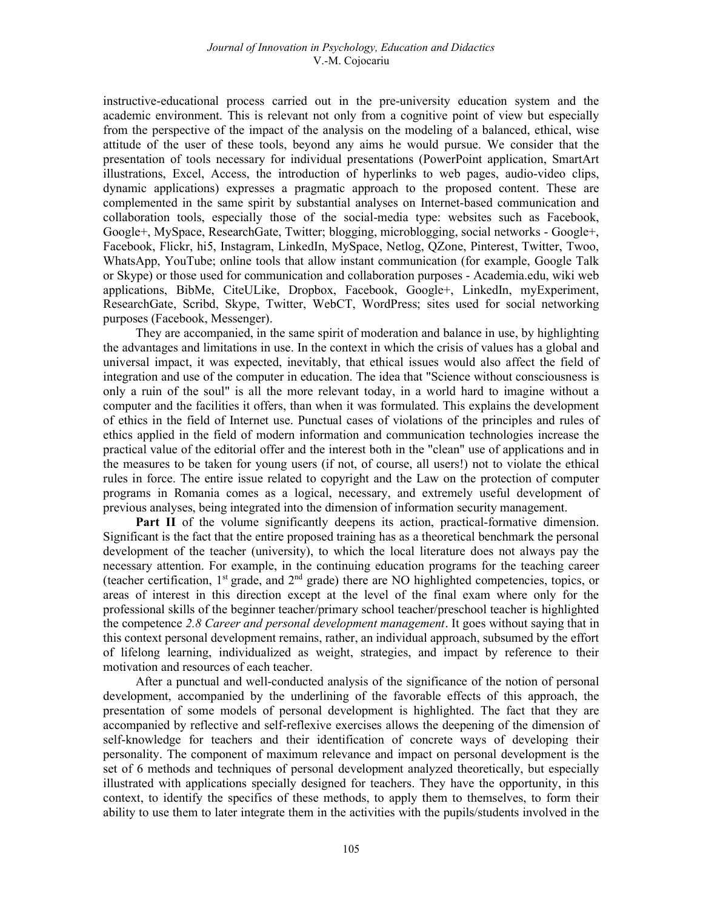instructive-educational process carried out in the pre-university education system and the academic environment. This is relevant not only from a cognitive point of view but especially from the perspective of the impact of the analysis on the modeling of a balanced, ethical, wise attitude of the user of these tools, beyond any aims he would pursue. We consider that the presentation of tools necessary for individual presentations (PowerPoint application, SmartArt illustrations, Excel, Access, the introduction of hyperlinks to web pages, audio-video clips, dynamic applications) expresses a pragmatic approach to the proposed content. These are complemented in the same spirit by substantial analyses on Internet-based communication and collaboration tools, especially those of the social-media type: websites such as Facebook, Google+, MySpace, ResearchGate, Twitter; blogging, microblogging, social networks - Google+, Facebook, Flickr, hi5, Instagram, LinkedIn, MySpace, Netlog, QZone, Pinterest, Twitter, Twoo, WhatsApp, YouTube; online tools that allow instant communication (for example, Google Talk or Skype) or those used for communication and collaboration purposes - Academia.edu, wiki web applications, BibMe, CiteULike, Dropbox, Facebook, Google+, LinkedIn, myExperiment, ResearchGate, Scribd, Skype, Twitter, WebCT, WordPress; sites used for social networking purposes (Facebook, Messenger).

They are accompanied, in the same spirit of moderation and balance in use, by highlighting the advantages and limitations in use. In the context in which the crisis of values has a global and universal impact, it was expected, inevitably, that ethical issues would also affect the field of integration and use of the computer in education. The idea that "Science without consciousness is only a ruin of the soul" is all the more relevant today, in a world hard to imagine without a computer and the facilities it offers, than when it was formulated. This explains the development of ethics in the field of Internet use. Punctual cases of violations of the principles and rules of ethics applied in the field of modern information and communication technologies increase the practical value of the editorial offer and the interest both in the "clean" use of applications and in the measures to be taken for young users (if not, of course, all users!) not to violate the ethical rules in force. The entire issue related to copyright and the Law on the protection of computer programs in Romania comes as a logical, necessary, and extremely useful development of previous analyses, being integrated into the dimension of information security management.

**Part II** of the volume significantly deepens its action, practical-formative dimension. Significant is the fact that the entire proposed training has as a theoretical benchmark the personal development of the teacher (university), to which the local literature does not always pay the necessary attention. For example, in the continuing education programs for the teaching career (teacher certification, 1st grade, and 2nd grade) there are NO highlighted competencies, topics, or areas of interest in this direction except at the level of the final exam where only for the professional skills of the beginner teacher/primary school teacher/preschool teacher is highlighted the competence *2.8 Career and personal development management*. It goes without saying that in this context personal development remains, rather, an individual approach, subsumed by the effort of lifelong learning, individualized as weight, strategies, and impact by reference to their motivation and resources of each teacher.

After a punctual and well-conducted analysis of the significance of the notion of personal development, accompanied by the underlining of the favorable effects of this approach, the presentation of some models of personal development is highlighted. The fact that they are accompanied by reflective and self-reflexive exercises allows the deepening of the dimension of self-knowledge for teachers and their identification of concrete ways of developing their personality. The component of maximum relevance and impact on personal development is the set of 6 methods and techniques of personal development analyzed theoretically, but especially illustrated with applications specially designed for teachers. They have the opportunity, in this context, to identify the specifics of these methods, to apply them to themselves, to form their ability to use them to later integrate them in the activities with the pupils/students involved in the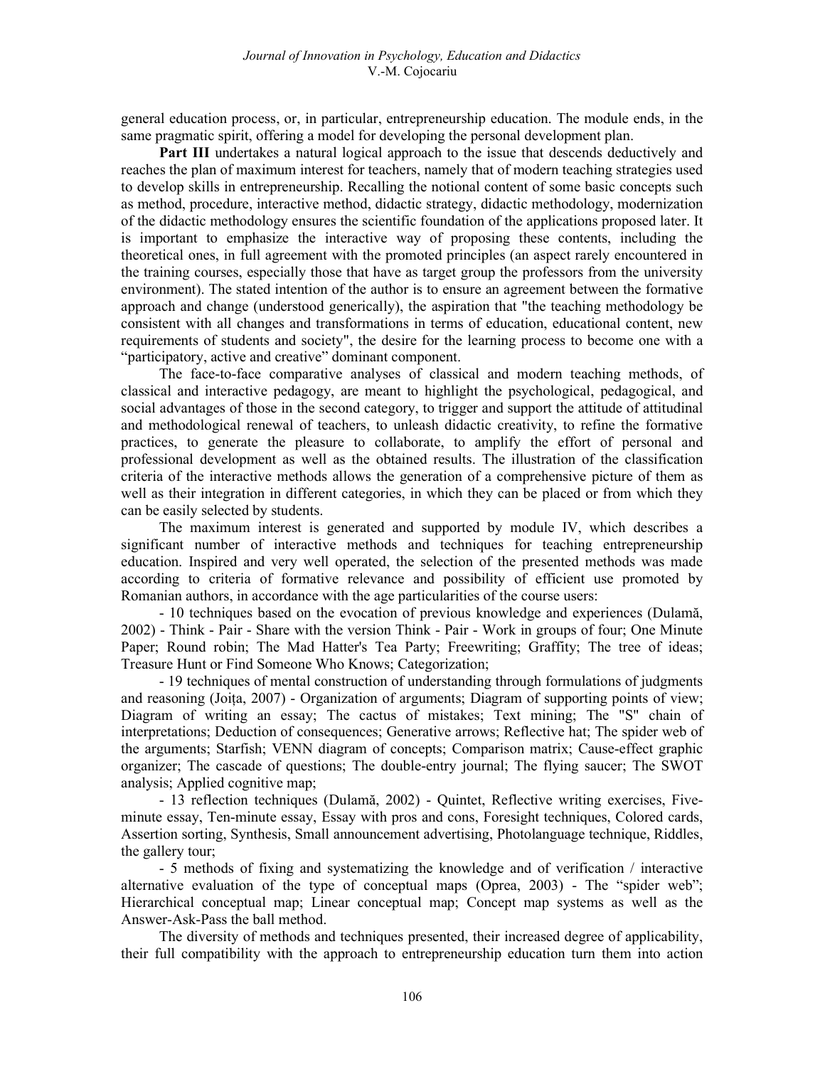general education process, or, in particular, entrepreneurship education. The module ends, in the same pragmatic spirit, offering a model for developing the personal development plan.

**Part III** undertakes a natural logical approach to the issue that descends deductively and reaches the plan of maximum interest for teachers, namely that of modern teaching strategies used to develop skills in entrepreneurship. Recalling the notional content of some basic concepts such as method, procedure, interactive method, didactic strategy, didactic methodology, modernization of the didactic methodology ensures the scientific foundation of the applications proposed later. It is important to emphasize the interactive way of proposing these contents, including the theoretical ones, in full agreement with the promoted principles (an aspect rarely encountered in the training courses, especially those that have as target group the professors from the university environment). The stated intention of the author is to ensure an agreement between the formative approach and change (understood generically), the aspiration that "the teaching methodology be consistent with all changes and transformations in terms of education, educational content, new requirements of students and society", the desire for the learning process to become one with a "participatory, active and creative" dominant component.

The face-to-face comparative analyses of classical and modern teaching methods, of classical and interactive pedagogy, are meant to highlight the psychological, pedagogical, and social advantages of those in the second category, to trigger and support the attitude of attitudinal and methodological renewal of teachers, to unleash didactic creativity, to refine the formative practices, to generate the pleasure to collaborate, to amplify the effort of personal and professional development as well as the obtained results. The illustration of the classification criteria of the interactive methods allows the generation of a comprehensive picture of them as well as their integration in different categories, in which they can be placed or from which they can be easily selected by students.

The maximum interest is generated and supported by module IV, which describes a significant number of interactive methods and techniques for teaching entrepreneurship education. Inspired and very well operated, the selection of the presented methods was made according to criteria of formative relevance and possibility of efficient use promoted by Romanian authors, in accordance with the age particularities of the course users:

- 10 techniques based on the evocation of previous knowledge and experiences (Dulamă, 2002) - Think - Pair - Share with the version Think - Pair - Work in groups of four; One Minute Paper; Round robin; The Mad Hatter's Tea Party; Freewriting; Graffity; The tree of ideas; Treasure Hunt or Find Someone Who Knows; Categorization;
- 19 techniques of mental construction of understanding through formulations of judgments and reasoning (Joița, 2007) - Organization of arguments; Diagram of supporting points of view; Diagram of writing an essay; The cactus of mistakes; Text mining; The "S" chain of interpretations; Deduction of consequences; Generative arrows; Reflective hat; The spider web of the arguments; Starfish; VENN diagram of concepts; Comparison matrix; Cause-effect graphic organizer; The cascade of questions; The double-entry journal; The flying saucer; The SWOT analysis; Applied cognitive map;
- 13 reflection techniques (Dulamă, 2002) - Quintet, Reflective writing exercises, Five-minute essay, Ten-minute essay, Essay with pros and cons, Foresight techniques, Colored cards, Assertion sorting, Synthesis, Small announcement advertising, Photolanguage technique, Riddles, the gallery tour;
- 5 methods of fixing and systematizing the knowledge and of verification / interactive alternative evaluation of the type of conceptual maps (Oprea, 2003) - The "spider web"; Hierarchical conceptual map; Linear conceptual map; Concept map systems as well as the Answer-Ask-Pass the ball method.

The diversity of methods and techniques presented, their increased degree of applicability, their full compatibility with the approach to entrepreneurship education turn them into action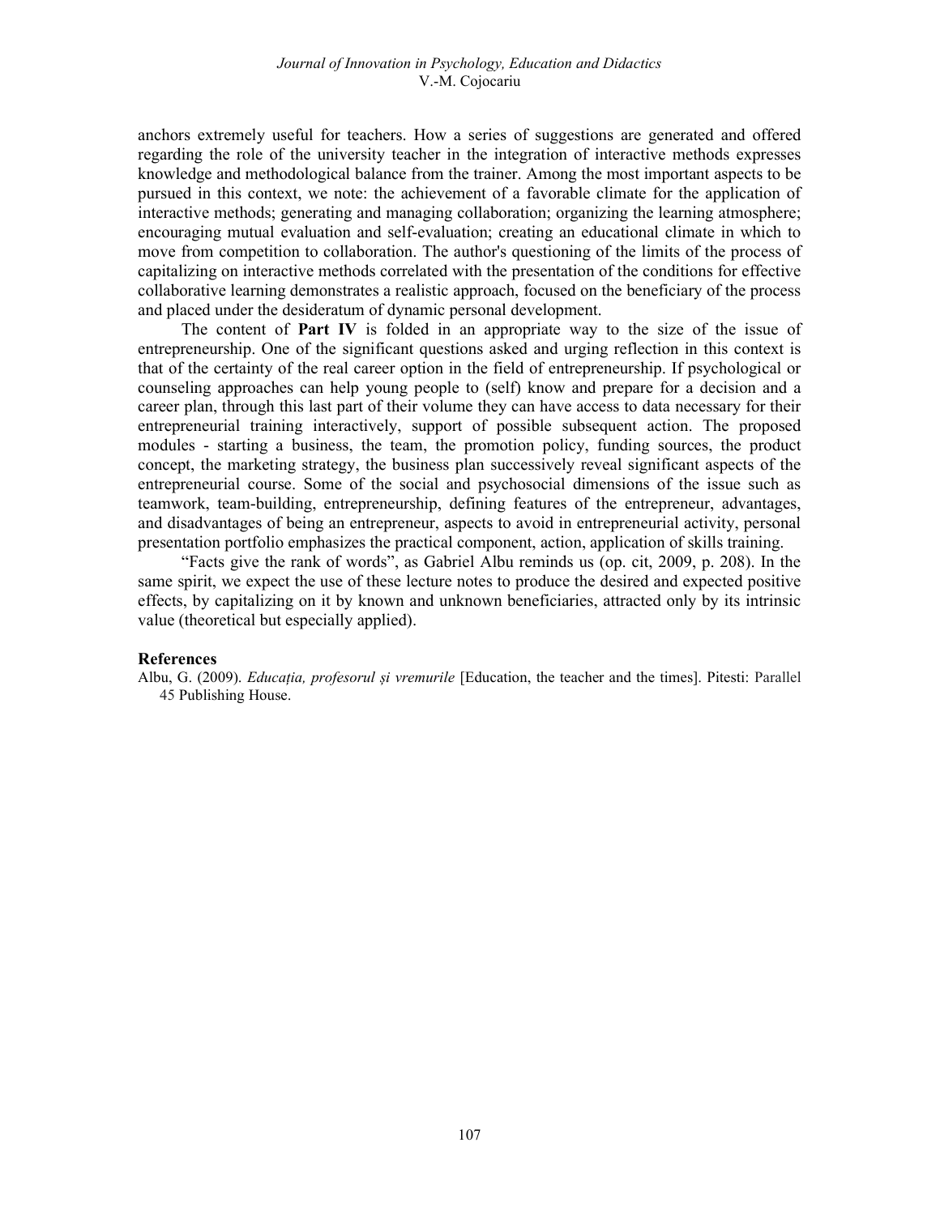anchors extremely useful for teachers. How a series of suggestions are generated and offered regarding the role of the university teacher in the integration of interactive methods expresses knowledge and methodological balance from the trainer. Among the most important aspects to be pursued in this context, we note: the achievement of a favorable climate for the application of interactive methods; generating and managing collaboration; organizing the learning atmosphere; encouraging mutual evaluation and self-evaluation; creating an educational climate in which to move from competition to collaboration. The author's questioning of the limits of the process of capitalizing on interactive methods correlated with the presentation of the conditions for effective collaborative learning demonstrates a realistic approach, focused on the beneficiary of the process and placed under the desideratum of dynamic personal development.

The content of **Part IV** is folded in an appropriate way to the size of the issue of entrepreneurship. One of the significant questions asked and urging reflection in this context is that of the certainty of the real career option in the field of entrepreneurship. If psychological or counseling approaches can help young people to (self) know and prepare for a decision and a career plan, through this last part of their volume they can have access to data necessary for their entrepreneurial training interactively, support of possible subsequent action. The proposed modules - starting a business, the team, the promotion policy, funding sources, the product concept, the marketing strategy, the business plan successively reveal significant aspects of the entrepreneurial course. Some of the social and psychosocial dimensions of the issue such as teamwork, team-building, entrepreneurship, defining features of the entrepreneur, advantages, and disadvantages of being an entrepreneur, aspects to avoid in entrepreneurial activity, personal presentation portfolio emphasizes the practical component, action, application of skills training.

"Facts give the rank of words", as Gabriel Albu reminds us (op. cit, 2009, p. 208). In the same spirit, we expect the use of these lecture notes to produce the desired and expected positive effects, by capitalizing on it by known and unknown beneficiaries, attracted only by its intrinsic value (theoretical but especially applied).

## References

Albu, G. (2009). *Educația, profesorul și vremurile* [Education, the teacher and the times]. Pitesti: Parallel 45 Publishing House.